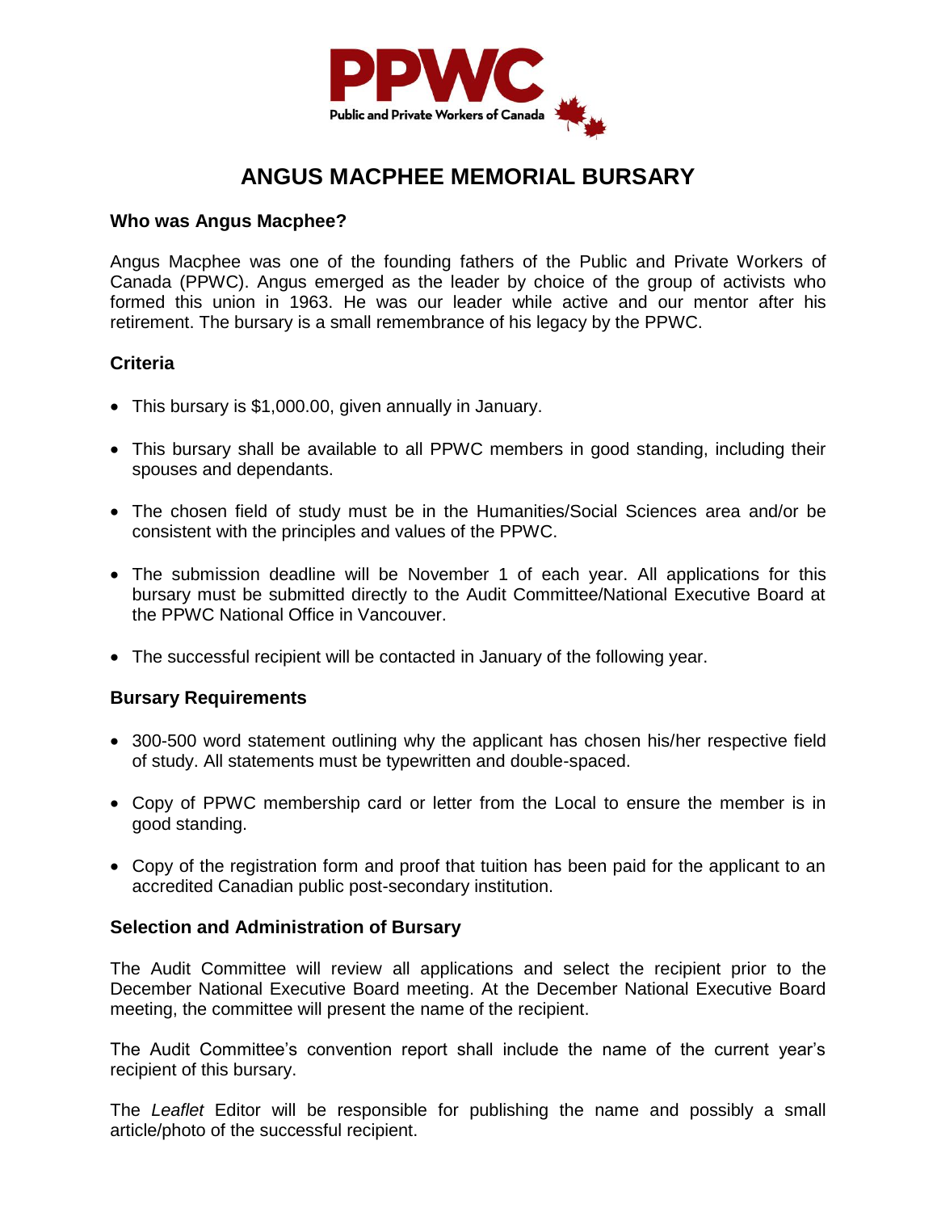PPWC

Public and Private Workers of Canada

# ANGUS MACPHEE MEMORIAL BURSARY

### Who was Angus Macphee?

Angus Macphee was one of the founding fathers of the Public and Private Workers of Canada (PPWC). Angus emerged as the leader by choice of the group of activists who formed this union in 1963. He was our leader while active and our mentor after his retirement. The bursary is a small remembrance of his legacy by the PPWC.

### Criteria

- This bursary is $1,000.00, given annually in January.
- This bursary shall be available to all PPWC members in good standing, including their spouses and dependants.
- The chosen field of study must be in the Humanities/Social Sciences area and/or be consistent with the principles and values of the PPWC.
- The submission deadline will be November 1 of each year. All applications for this bursary must be submitted directly to the Audit Committee/National Executive Board at the PPWC National Office in Vancouver.
- The successful recipient will be contacted in January of the following year.

### Bursary Requirements

- 300-500 word statement outlining why the applicant has chosen his/her respective field of study. All statements must be typewritten and double-spaced.
- Copy of PPWC membership card or letter from the Local to ensure the member is in good standing.
- Copy of the registration form and proof that tuition has been paid for the applicant to an accredited Canadian public post-secondary institution.

### Selection and Administration of Bursary

The Audit Committee will review all applications and select the recipient prior to the December National Executive Board meeting. At the December National Executive Board meeting, the committee will present the name of the recipient.

The Audit Committee's convention report shall include the name of the current year's recipient of this bursary.

The *Leaflet* Editor will be responsible for publishing the name and possibly a small article/photo of the successful recipient.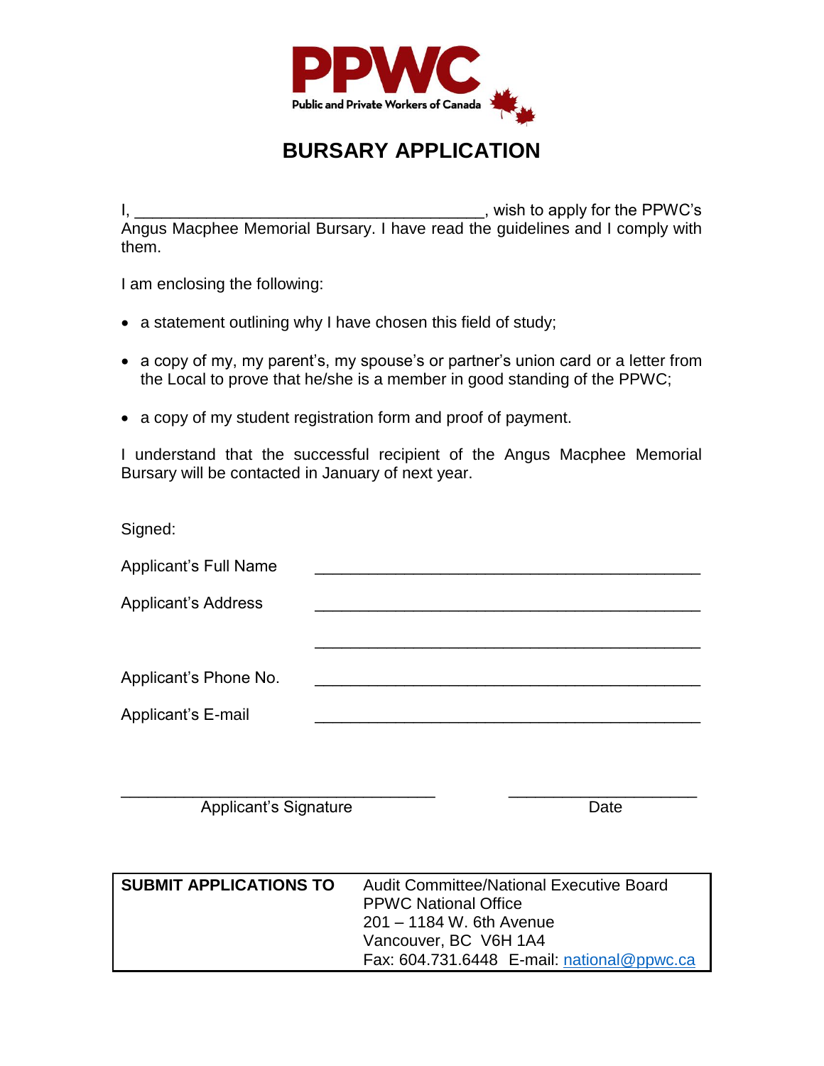PPWC

Public and Private Workers of Canada

# BURSARY APPLICATION

I, ________________________________________, wish to apply for the PPWC's Angus Macphee Memorial Bursary. I have read the guidelines and I comply with them.

I am enclosing the following:

- a statement outlining why I have chosen this field of study;
- a copy of my, my parent's, my spouse's or partner's union card or a letter from the Local to prove that he/she is a member in good standing of the PPWC;
- a copy of my student registration form and proof of payment.

I understand that the successful recipient of the Angus Macphee Memorial Bursary will be contacted in January of next year.

Signed:

Applicant's Full Name ____________________________________________

Applicant's Address ____________________________________________

____________________________________________

Applicant's Phone No. ____________________________________________

Applicant's E-mail ____________________________________________

____________________________________ ______________________

Applicant's Signature Date

| | |
|---|---|
| **SUBMIT APPLICATIONS TO** | Audit Committee/National Executive Board<br>PPWC National Office<br>201 – 1184 W. 6th Avenue<br>Vancouver, BC V6H 1A4<br>Fax: 604.731.6448 E-mail: national@ppwc.ca |